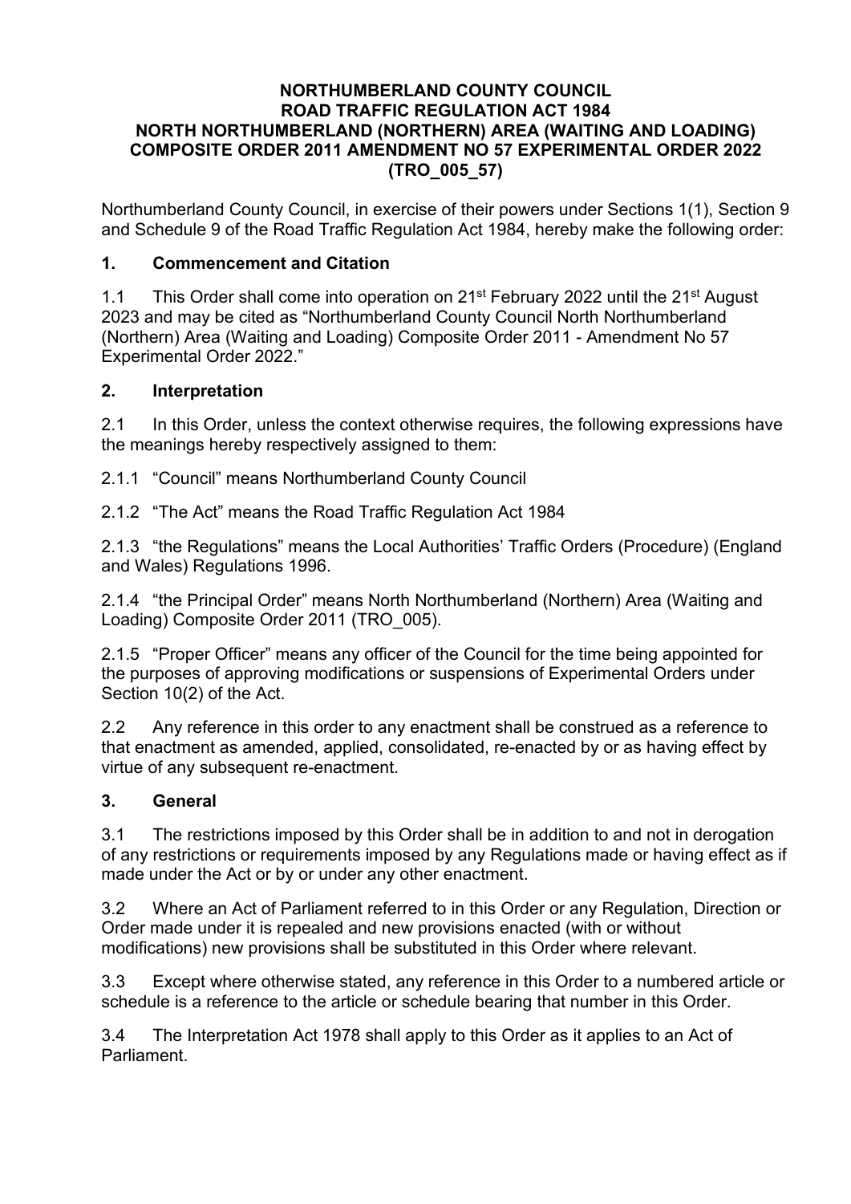**NORTHUMBERLAND COUNTY COUNCIL**
**ROAD TRAFFIC REGULATION ACT 1984**
**NORTH NORTHUMBERLAND (NORTHERN) AREA (WAITING AND LOADING) COMPOSITE ORDER 2011 AMENDMENT NO 57 EXPERIMENTAL ORDER 2022 (TRO_005_57)**

Northumberland County Council, in exercise of their powers under Sections 1(1), Section 9 and Schedule 9 of the Road Traffic Regulation Act 1984, hereby make the following order:

## 1. Commencement and Citation

1.1 This Order shall come into operation on 21st February 2022 until the 21st August 2023 and may be cited as "Northumberland County Council North Northumberland (Northern) Area (Waiting and Loading) Composite Order 2011 - Amendment No 57 Experimental Order 2022."

## 2. Interpretation

2.1 In this Order, unless the context otherwise requires, the following expressions have the meanings hereby respectively assigned to them:

2.1.1 "Council" means Northumberland County Council

2.1.2 "The Act" means the Road Traffic Regulation Act 1984

2.1.3 "the Regulations" means the Local Authorities' Traffic Orders (Procedure) (England and Wales) Regulations 1996.

2.1.4 "the Principal Order" means North Northumberland (Northern) Area (Waiting and Loading) Composite Order 2011 (TRO_005).

2.1.5 "Proper Officer" means any officer of the Council for the time being appointed for the purposes of approving modifications or suspensions of Experimental Orders under Section 10(2) of the Act.

2.2 Any reference in this order to any enactment shall be construed as a reference to that enactment as amended, applied, consolidated, re-enacted by or as having effect by virtue of any subsequent re-enactment.

## 3. General

3.1 The restrictions imposed by this Order shall be in addition to and not in derogation of any restrictions or requirements imposed by any Regulations made or having effect as if made under the Act or by or under any other enactment.

3.2 Where an Act of Parliament referred to in this Order or any Regulation, Direction or Order made under it is repealed and new provisions enacted (with or without modifications) new provisions shall be substituted in this Order where relevant.

3.3 Except where otherwise stated, any reference in this Order to a numbered article or schedule is a reference to the article or schedule bearing that number in this Order.

3.4 The Interpretation Act 1978 shall apply to this Order as it applies to an Act of Parliament.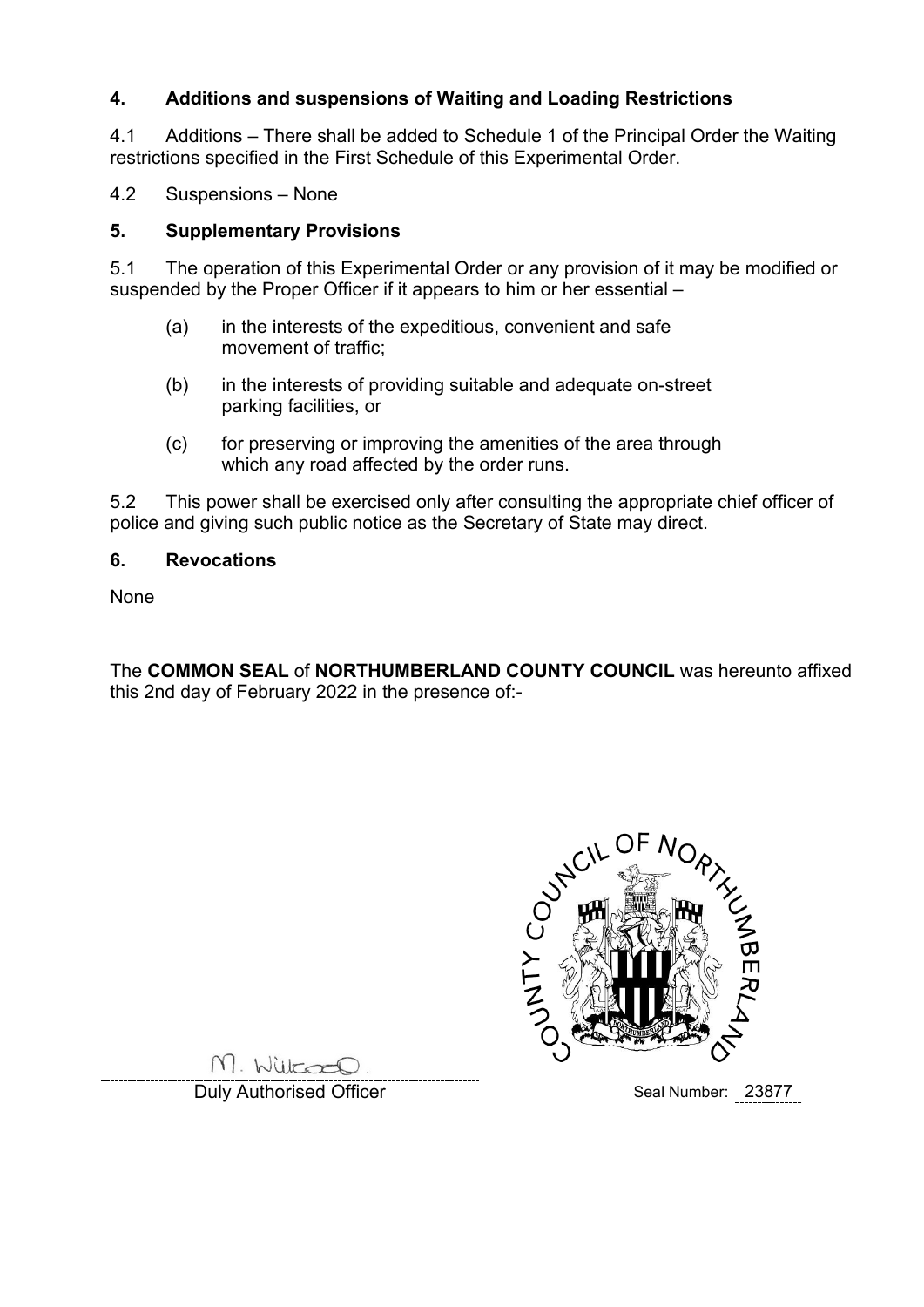## 4. Additions and suspensions of Waiting and Loading Restrictions

4.1 Additions – There shall be added to Schedule 1 of the Principal Order the Waiting restrictions specified in the First Schedule of this Experimental Order.

4.2 Suspensions – None

## 5. Supplementary Provisions

5.1 The operation of this Experimental Order or any provision of it may be modified or suspended by the Proper Officer if it appears to him or her essential –

(a) in the interests of the expeditious, convenient and safe movement of traffic;

(b) in the interests of providing suitable and adequate on-street parking facilities, or

(c) for preserving or improving the amenities of the area through which any road affected by the order runs.

5.2 This power shall be exercised only after consulting the appropriate chief officer of police and giving such public notice as the Secretary of State may direct.

## 6. Revocations

None

The **COMMON SEAL** of **NORTHUMBERLAND COUNTY COUNCIL** was hereunto affixed this 2nd day of February 2022 in the presence of:-

M. Wilcod.

Duly Authorised Officer

COUNTY COUNCIL OF NORTHUMBERLAND

Seal Number: 23877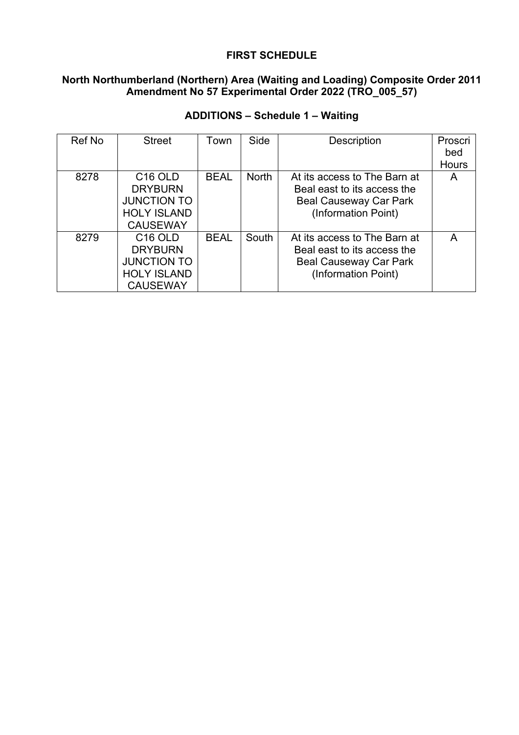**FIRST SCHEDULE**

**North Northumberland (Northern) Area (Waiting and Loading) Composite Order 2011 Amendment No 57 Experimental Order 2022 (TRO_005_57)**

**ADDITIONS – Schedule 1 – Waiting**

| Ref No | Street | Town | Side | Description | Proscribed Hours |
|---|---|---|---|---|---|
| 8278 | C16 OLD DRYBURN JUNCTION TO HOLY ISLAND CAUSEWAY | BEAL | North | At its access to The Barn at Beal east to its access the Beal Causeway Car Park (Information Point) | A |
| 8279 | C16 OLD DRYBURN JUNCTION TO HOLY ISLAND CAUSEWAY | BEAL | South | At its access to The Barn at Beal east to its access the Beal Causeway Car Park (Information Point) | A |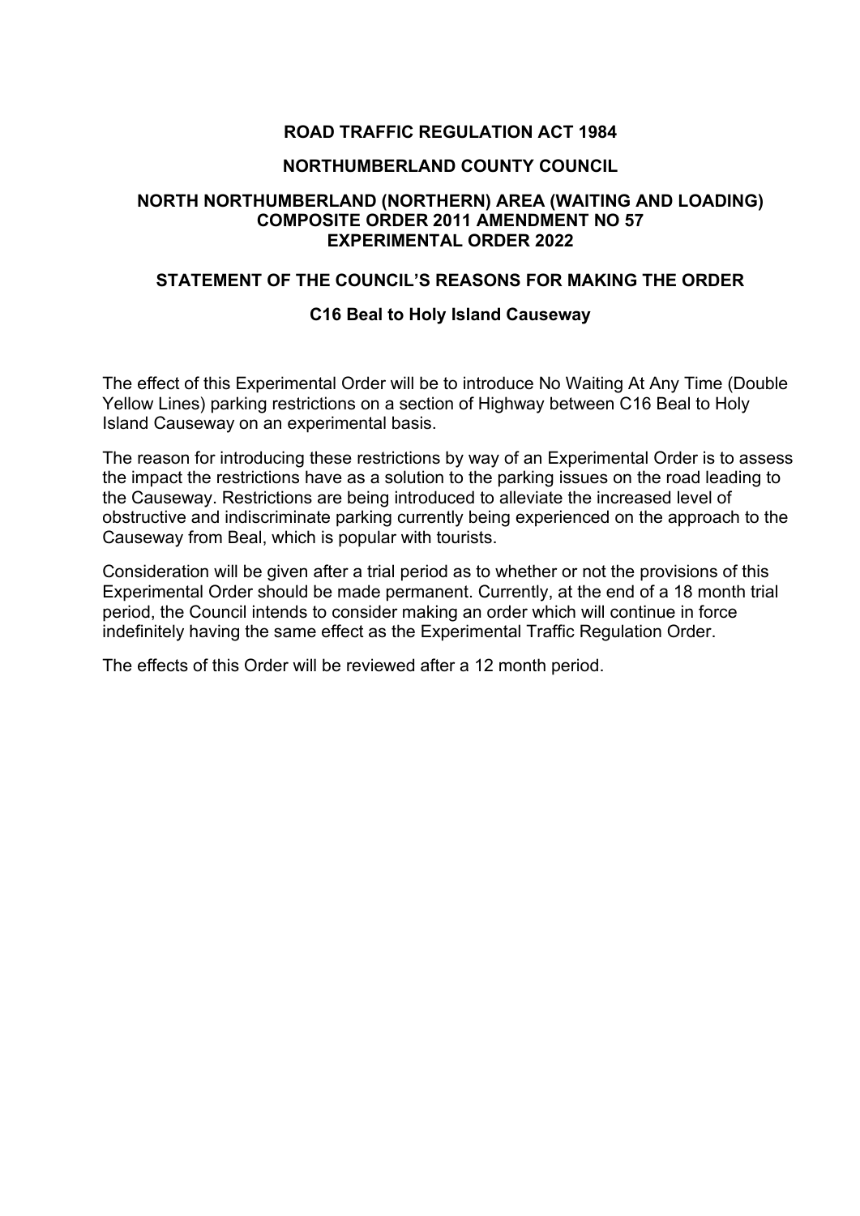**ROAD TRAFFIC REGULATION ACT 1984**

**NORTHUMBERLAND COUNTY COUNCIL**

**NORTH NORTHUMBERLAND (NORTHERN) AREA (WAITING AND LOADING) COMPOSITE ORDER 2011 AMENDMENT NO 57 EXPERIMENTAL ORDER 2022**

**STATEMENT OF THE COUNCIL'S REASONS FOR MAKING THE ORDER**

**C16 Beal to Holy Island Causeway**

The effect of this Experimental Order will be to introduce No Waiting At Any Time (Double Yellow Lines) parking restrictions on a section of Highway between C16 Beal to Holy Island Causeway on an experimental basis.

The reason for introducing these restrictions by way of an Experimental Order is to assess the impact the restrictions have as a solution to the parking issues on the road leading to the Causeway. Restrictions are being introduced to alleviate the increased level of obstructive and indiscriminate parking currently being experienced on the approach to the Causeway from Beal, which is popular with tourists.

Consideration will be given after a trial period as to whether or not the provisions of this Experimental Order should be made permanent. Currently, at the end of a 18 month trial period, the Council intends to consider making an order which will continue in force indefinitely having the same effect as the Experimental Traffic Regulation Order.

The effects of this Order will be reviewed after a 12 month period.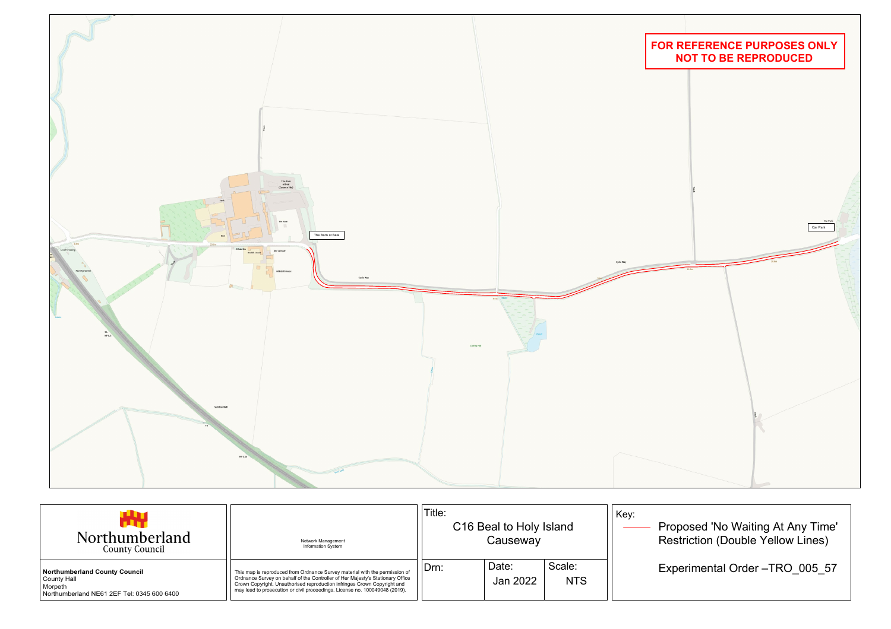**FOR REFERENCE PURPOSES ONLY**
**NOT TO BE REPRODUCED**

The Barn at Beal

Car Park

Northumberland County Council

**Northumberland County Council**
County Hall
Morpeth
Northumberland NE61 2EF Tel: 0345 600 6400

Network Management Information System

This map is reproduced from Ordnance Survey material with the permission of Ordnance Survey on behalf of the Controller of Her Majesty's Stationary Office Crown Copyright. Unauthorised reproduction infringes Crown Copyright and may lead to prosecution or civil proceedings. License no. 100049048 (2019).

Title:
C16 Beal to Holy Island Causeway

Drn:

Date: Jan 2022

Scale: NTS

Key:
Proposed 'No Waiting At Any Time' Restriction (Double Yellow Lines)

Experimental Order –TRO_005_57